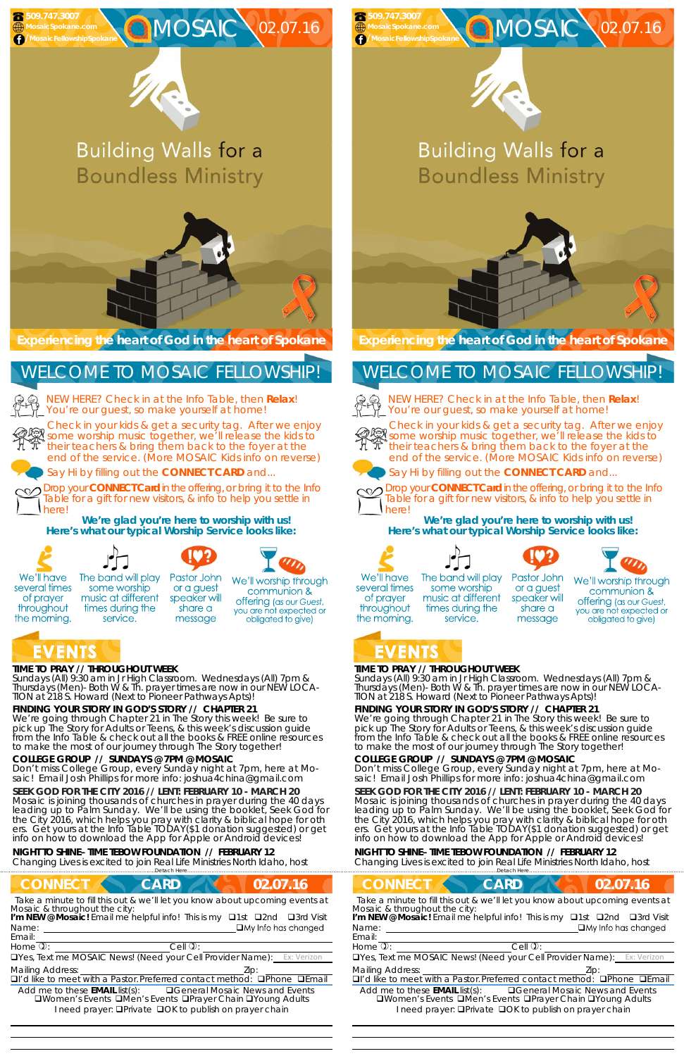509.747.3007
MosaicSpokane.com
/MosaicFellowshipSpokane

# MOSAIC 02.07.16

## Building Walls for a Boundless Ministry

**Experiencing the heart of God in the heart of Spokane**

## WELCOME TO MOSAIC FELLOWSHIP!

NEW HERE? Check in at the Info Table, then **Relax**! You're our guest, so make yourself at home!

Check in your kids & get a security tag. After we enjoy some worship music together, we'll release the kids to their teachers & bring them back to the foyer at the end of the service. (More MOSAIC Kids info on reverse)

Say Hi by filling out the **CONNECT CARD** and...

Drop your **CONNECT Card** in the offering, or bring it to the Info Table for a gift for new visitors, & info to help you settle in here!

**We're glad you're here to worship with us!**
**Here's what our typical Worship Service looks like:**

- We'll have several times of prayer throughout the morning.
- The band will play some worship music at different times during the service.
- Pastor John or a guest speaker will share a message
- We'll worship through communion & offering (as our Guest, you are not expected or obligated to give)

## EVENTS

**TIME TO PRAY // THROUGHOUT WEEK**
Sundays (All) 9:30 am in Jr High Classroom. Wednesdays (All) 7pm & Thursdays (Men)- Both W & Th. prayer times are now in our NEW LOCATION at 218 S. Howard (Next to Pioneer Pathways Apts)!

**FINDING YOUR STORY IN GOD'S STORY // CHAPTER 21**
We're going through Chapter 21 in The Story this week! Be sure to pick up The Story for Adults or Teens, & this week's discussion guide from the Info Table & check out all the books & FREE online resources to make the most of our journey through The Story together!

**COLLEGE GROUP // SUNDAYS @ 7PM @ MOSAIC**
Don't miss College Group, every Sunday night at 7pm, here at Mosaic! Email Josh Phillips for more info: joshua4china@gmail.com

**SEEK GOD FOR THE CITY 2016 // LENT: FEBRUARY 10 - MARCH 20**
Mosaic is joining thousands of churches in prayer during the 40 days leading up to Palm Sunday. We'll be using the booklet, Seek God for the City 2016, which helps you pray with clarity & biblical hope for others. Get yours at the Info Table TODAY($1 donation suggested) or get info on how to download the App for Apple or Android devices!

**NIGHT TO SHINE- TIME TEBOW FOUNDATION // FEBRUARY 12**
Changing Lives is excited to join Real Life Ministries North Idaho, host

Detach Here

## CONNECT CARD 02.07.16

Take a minute to fill this out & we'll let you know about upcoming events at Mosaic & throughout the city:

**I'm NEW @ Mosaic!** Email me helpful info! This is my ❑1st ❑2nd ❑3rd Visit

Name: ______ ❑My Info has changed

Email: ______

Home: ______ Cell: ______

❑Yes, Text me MOSAIC News! (Need your Cell Provider Name): Ex: Verizon

Mailing Address: ______ Zip: ______

❑I'd like to meet with a Pastor. Preferred contact method: ❑Phone ❑Email

Add me to these **EMAIL** list(s): ❑General Mosaic News and Events ❑Women's Events ❑Men's Events ❑Prayer Chain ❑Young Adults

I need prayer: ❑Private ❑OK to publish on prayer chain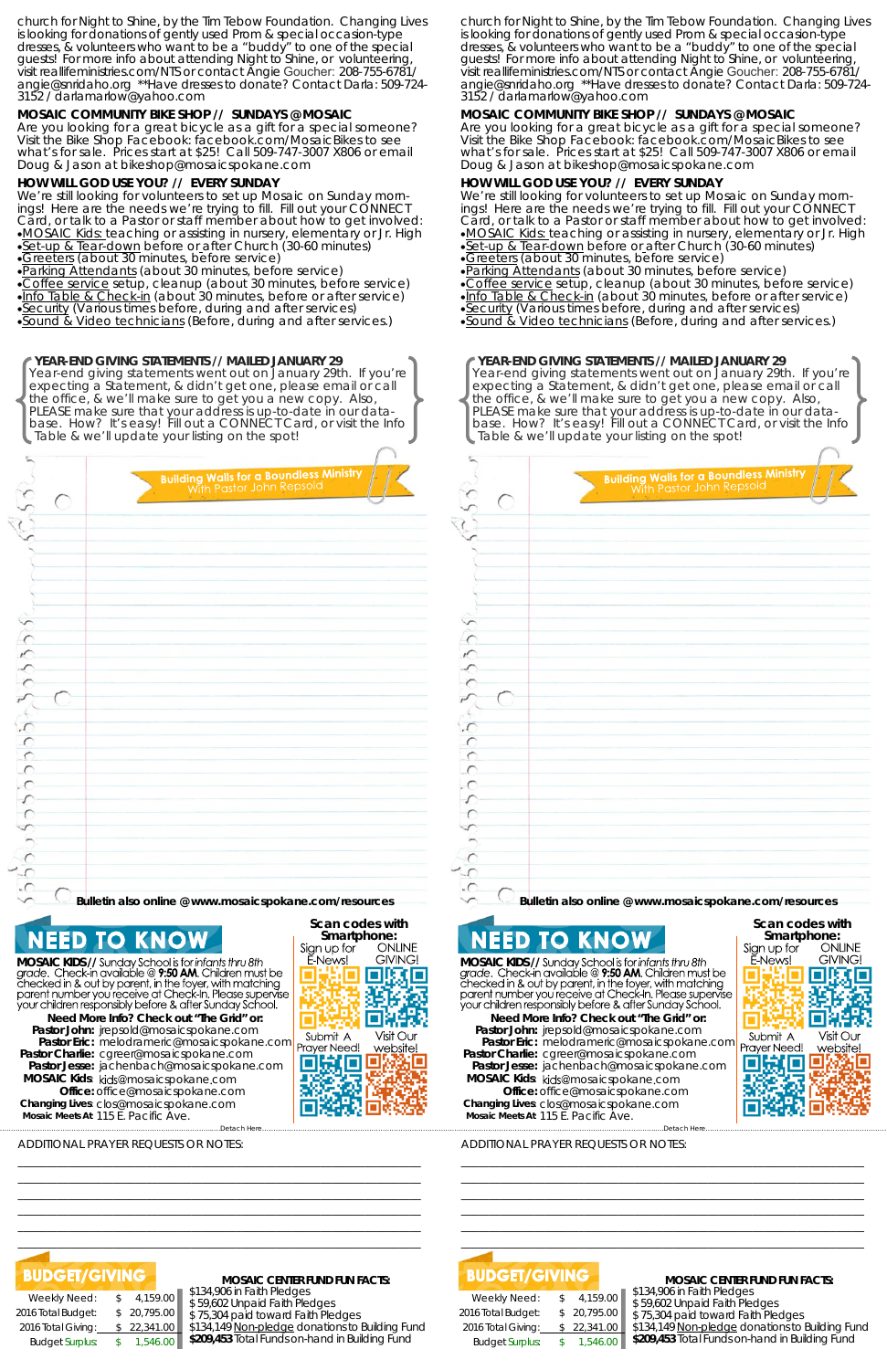church for Night to Shine, by the Tim Tebow Foundation. Changing Lives is looking for donations of gently used Prom & special occasion-type dresses, & volunteers who want to be a "buddy" to one of the special guests! For more info about attending Night to Shine, or volunteering, visit reallifeministries.com/NTS or contact Angie Goucher: 208-755-6781/ angie@snridaho.org **Have dresses to donate? Contact Darla: 509-724-3152 / darlamarlow@yahoo.com

**MOSAIC COMMUNITY BIKE SHOP // SUNDAYS @ MOSAIC**
Are you looking for a great bicycle as a gift for a special someone? Visit the Bike Shop Facebook: facebook.com/MosaicBikes to see what's for sale. Prices start at $25! Call 509-747-3007 X806 or email Doug & Jason at bikeshop@mosaicspokane.com

**HOW WILL GOD USE YOU? // EVERY SUNDAY**
We're still looking for volunteers to set up Mosaic on Sunday mornings! Here are the needs we're trying to fill. Fill out your CONNECT Card, or talk to a Pastor or staff member about how to get involved:
- MOSAIC Kids: teaching or assisting in nursery, elementary or Jr. High
- Set-up & Tear-down before or after Church (30-60 minutes)
- Greeters (about 30 minutes, before service)
- Parking Attendants (about 30 minutes, before service)
- Coffee service setup, cleanup (about 30 minutes, before service)
- Info Table & Check-in (about 30 minutes, before or after service)
- Security (Various times before, during and after services)
- Sound & Video technicians (Before, during and after services.)

**YEAR-END GIVING STATEMENTS // MAILED JANUARY 29**
Year-end giving statements went out on January 29th. If you're expecting a Statement, & didn't get one, please email or call the office, & we'll make sure to get you a new copy. Also, PLEASE make sure that your address is up-to-date in our database. How? It's easy! Fill out a CONNECT Card, or visit the Info Table & we'll update your listing on the spot!

**Building Walls for a Boundless Ministry**
With Pastor John Repsold

**Bulletin also online @www.mosaicspokane.com/resources**

## NEED TO KNOW

**MOSAIC KIDS //** Sunday School is for *infants thru 8th grade.* Check-in available @ **9:50 AM.** Children must be checked in & out by parent, in the foyer, with matching parent number you receive at Check-In. Please supervise your children responsibly before & after Sunday School.

**Need More Info? Check out "The Grid" or:**
**Pastor John:** jrepsold@mosaicspokane.com
**Pastor Eric:** melodrameric@mosaicspokane.com
**Pastor Charlie:** cgreer@mosaicspokane.com
**Pastor Jesse:** jachenbach@mosaicspokane.com
**MOSAIC Kids:** kids@mosaicspokane.com
**Office:** office@mosaicspokane.com
**Changing Lives:** clos@mosaicspokane.com
**Mosaic Meets At:** 115 E. Pacific Ave.

**Scan codes with Smartphone:**
Sign up for E-News! — ONLINE GIVING!
Submit A Prayer Need! — Visit Our website!

Detach Here

ADDITIONAL PRAYER REQUESTS OR NOTES:

## BUDGET/GIVING

| | | |
|---|---|---|
| Weekly Need: | $ | 4,159.00 |
| 2016 Total Budget: | $ | 20,795.00 |
| 2016 Total Giving: | $ | 22,341.00 |
| Budget Surplus: | $ | 1,546.00 |

**MOSAIC CENTER FUND FUN FACTS:**
$134,906 in Faith Pledges
$ 59,602 Unpaid Faith Pledges
$ 75,304 paid toward Faith Pledges
$134,149 Non-pledge donations to Building Fund
**$209,453** Total Funds on-hand in Building Fund